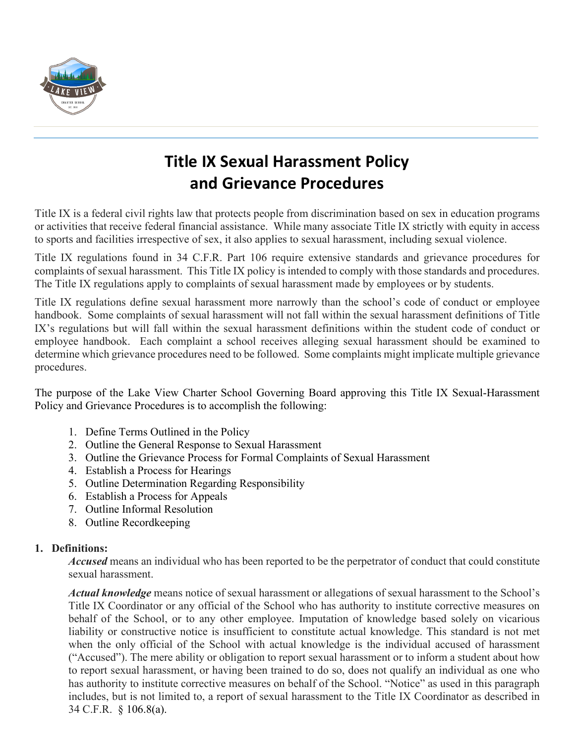# Title IX Sexual Harassment Policy and Grievance Procedures

Title IX is a federal civil rights law that protects people from discrimination based on sex in education programs or activities that receive federal financial assistance. While many associate Title IX strictly with equity in access to sports and facilities irrespective of sex, it also applies to sexual harassment, including sexual violence.

Title IX regulations found in 34 C.F.R. Part 106 require extensive standards and grievance procedures for complaints of sexual harassment. This Title IX policy is intended to comply with those standards and procedures. The Title IX regulations apply to complaints of sexual harassment made by employees or by students.

Title IX regulations define sexual harassment more narrowly than the school's code of conduct or employee handbook. Some complaints of sexual harassment will not fall within the sexual harassment definitions of Title IX's regulations but will fall within the sexual harassment definitions within the student code of conduct or employee handbook. Each complaint a school receives alleging sexual harassment should be examined to determine which grievance procedures need to be followed. Some complaints might implicate multiple grievance procedures.

The purpose of the Lake View Charter School Governing Board approving this Title IX Sexual-Harassment Policy and Grievance Procedures is to accomplish the following:

1. Define Terms Outlined in the Policy
2. Outline the General Response to Sexual Harassment
3. Outline the Grievance Process for Formal Complaints of Sexual Harassment
4. Establish a Process for Hearings
5. Outline Determination Regarding Responsibility
6. Establish a Process for Appeals
7. Outline Informal Resolution
8. Outline Recordkeeping

**1. Definitions:**

***Accused*** means an individual who has been reported to be the perpetrator of conduct that could constitute sexual harassment.

***Actual knowledge*** means notice of sexual harassment or allegations of sexual harassment to the School's Title IX Coordinator or any official of the School who has authority to institute corrective measures on behalf of the School, or to any other employee. Imputation of knowledge based solely on vicarious liability or constructive notice is insufficient to constitute actual knowledge. This standard is not met when the only official of the School with actual knowledge is the individual accused of harassment ("Accused"). The mere ability or obligation to report sexual harassment or to inform a student about how to report sexual harassment, or having been trained to do so, does not qualify an individual as one who has authority to institute corrective measures on behalf of the School. "Notice" as used in this paragraph includes, but is not limited to, a report of sexual harassment to the Title IX Coordinator as described in 34 C.F.R. § 106.8(a).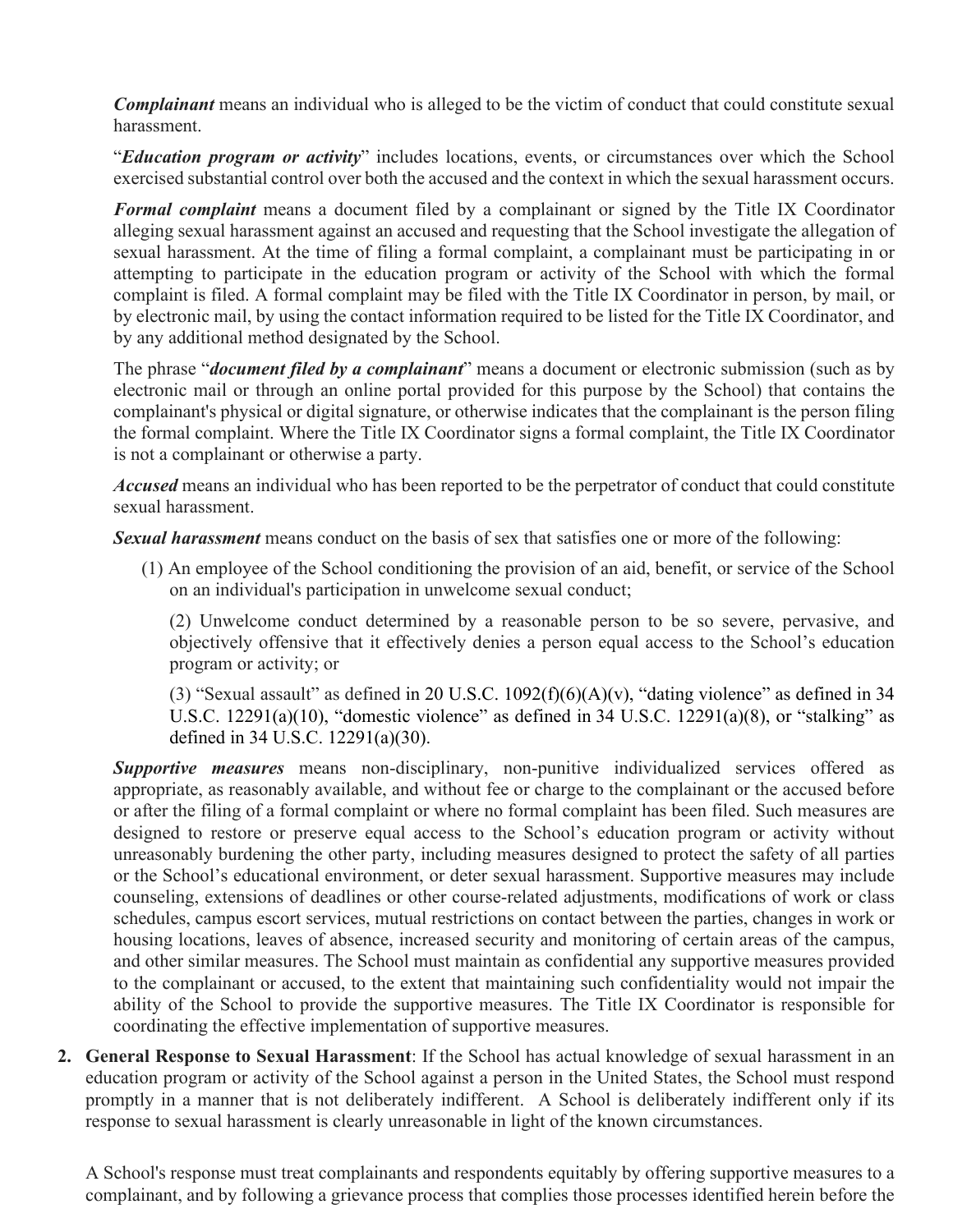***Complainant*** means an individual who is alleged to be the victim of conduct that could constitute sexual harassment.

"***Education program or activity***" includes locations, events, or circumstances over which the School exercised substantial control over both the accused and the context in which the sexual harassment occurs.

***Formal complaint*** means a document filed by a complainant or signed by the Title IX Coordinator alleging sexual harassment against an accused and requesting that the School investigate the allegation of sexual harassment. At the time of filing a formal complaint, a complainant must be participating in or attempting to participate in the education program or activity of the School with which the formal complaint is filed. A formal complaint may be filed with the Title IX Coordinator in person, by mail, or by electronic mail, by using the contact information required to be listed for the Title IX Coordinator, and by any additional method designated by the School.

The phrase "***document filed by a complainant***" means a document or electronic submission (such as by electronic mail or through an online portal provided for this purpose by the School) that contains the complainant's physical or digital signature, or otherwise indicates that the complainant is the person filing the formal complaint. Where the Title IX Coordinator signs a formal complaint, the Title IX Coordinator is not a complainant or otherwise a party.

***Accused*** means an individual who has been reported to be the perpetrator of conduct that could constitute sexual harassment.

***Sexual harassment*** means conduct on the basis of sex that satisfies one or more of the following:

(1) An employee of the School conditioning the provision of an aid, benefit, or service of the School on an individual's participation in unwelcome sexual conduct;

(2) Unwelcome conduct determined by a reasonable person to be so severe, pervasive, and objectively offensive that it effectively denies a person equal access to the School's education program or activity; or

(3) "Sexual assault" as defined in 20 U.S.C. 1092(f)(6)(A)(v), "dating violence" as defined in 34 U.S.C. 12291(a)(10), "domestic violence" as defined in 34 U.S.C. 12291(a)(8), or "stalking" as defined in 34 U.S.C. 12291(a)(30).

***Supportive measures*** means non-disciplinary, non-punitive individualized services offered as appropriate, as reasonably available, and without fee or charge to the complainant or the accused before or after the filing of a formal complaint or where no formal complaint has been filed. Such measures are designed to restore or preserve equal access to the School's education program or activity without unreasonably burdening the other party, including measures designed to protect the safety of all parties or the School's educational environment, or deter sexual harassment. Supportive measures may include counseling, extensions of deadlines or other course-related adjustments, modifications of work or class schedules, campus escort services, mutual restrictions on contact between the parties, changes in work or housing locations, leaves of absence, increased security and monitoring of certain areas of the campus, and other similar measures. The School must maintain as confidential any supportive measures provided to the complainant or accused, to the extent that maintaining such confidentiality would not impair the ability of the School to provide the supportive measures. The Title IX Coordinator is responsible for coordinating the effective implementation of supportive measures.

2. **General Response to Sexual Harassment**: If the School has actual knowledge of sexual harassment in an education program or activity of the School against a person in the United States, the School must respond promptly in a manner that is not deliberately indifferent. A School is deliberately indifferent only if its response to sexual harassment is clearly unreasonable in light of the known circumstances.

   A School's response must treat complainants and respondents equitably by offering supportive measures to a complainant, and by following a grievance process that complies those processes identified herein before the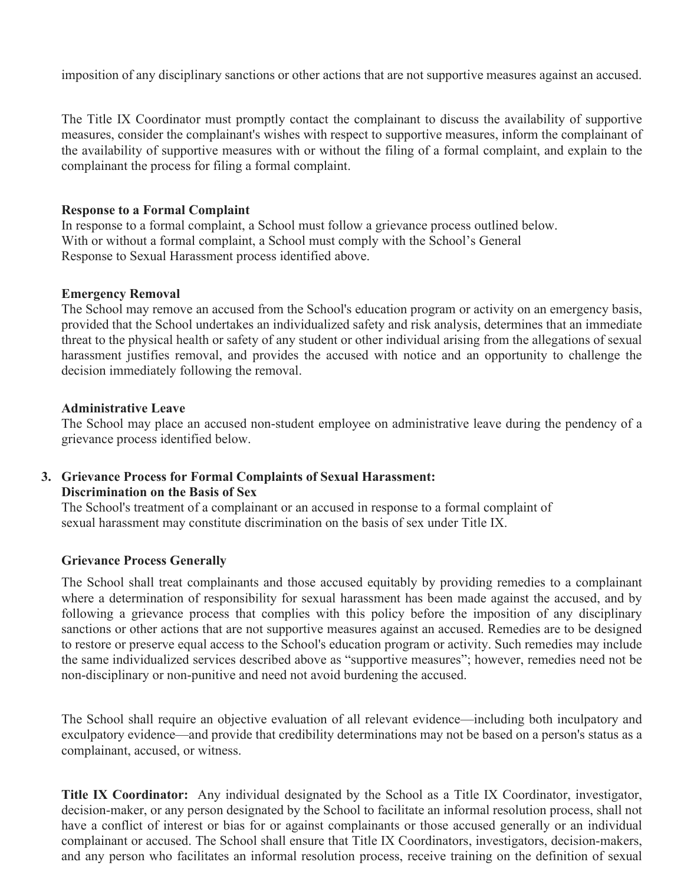imposition of any disciplinary sanctions or other actions that are not supportive measures against an accused.

The Title IX Coordinator must promptly contact the complainant to discuss the availability of supportive measures, consider the complainant's wishes with respect to supportive measures, inform the complainant of the availability of supportive measures with or without the filing of a formal complaint, and explain to the complainant the process for filing a formal complaint.

**Response to a Formal Complaint**
In response to a formal complaint, a School must follow a grievance process outlined below. With or without a formal complaint, a School must comply with the School's General Response to Sexual Harassment process identified above.

**Emergency Removal**
The School may remove an accused from the School's education program or activity on an emergency basis, provided that the School undertakes an individualized safety and risk analysis, determines that an immediate threat to the physical health or safety of any student or other individual arising from the allegations of sexual harassment justifies removal, and provides the accused with notice and an opportunity to challenge the decision immediately following the removal.

**Administrative Leave**
The School may place an accused non-student employee on administrative leave during the pendency of a grievance process identified below.

3. **Grievance Process for Formal Complaints of Sexual Harassment: Discrimination on the Basis of Sex**
   The School's treatment of a complainant or an accused in response to a formal complaint of sexual harassment may constitute discrimination on the basis of sex under Title IX.

**Grievance Process Generally**

The School shall treat complainants and those accused equitably by providing remedies to a complainant where a determination of responsibility for sexual harassment has been made against the accused, and by following a grievance process that complies with this policy before the imposition of any disciplinary sanctions or other actions that are not supportive measures against an accused. Remedies are to be designed to restore or preserve equal access to the School's education program or activity. Such remedies may include the same individualized services described above as "supportive measures"; however, remedies need not be non-disciplinary or non-punitive and need not avoid burdening the accused.

The School shall require an objective evaluation of all relevant evidence—including both inculpatory and exculpatory evidence—and provide that credibility determinations may not be based on a person's status as a complainant, accused, or witness.

**Title IX Coordinator:** Any individual designated by the School as a Title IX Coordinator, investigator, decision-maker, or any person designated by the School to facilitate an informal resolution process, shall not have a conflict of interest or bias for or against complainants or those accused generally or an individual complainant or accused. The School shall ensure that Title IX Coordinators, investigators, decision-makers, and any person who facilitates an informal resolution process, receive training on the definition of sexual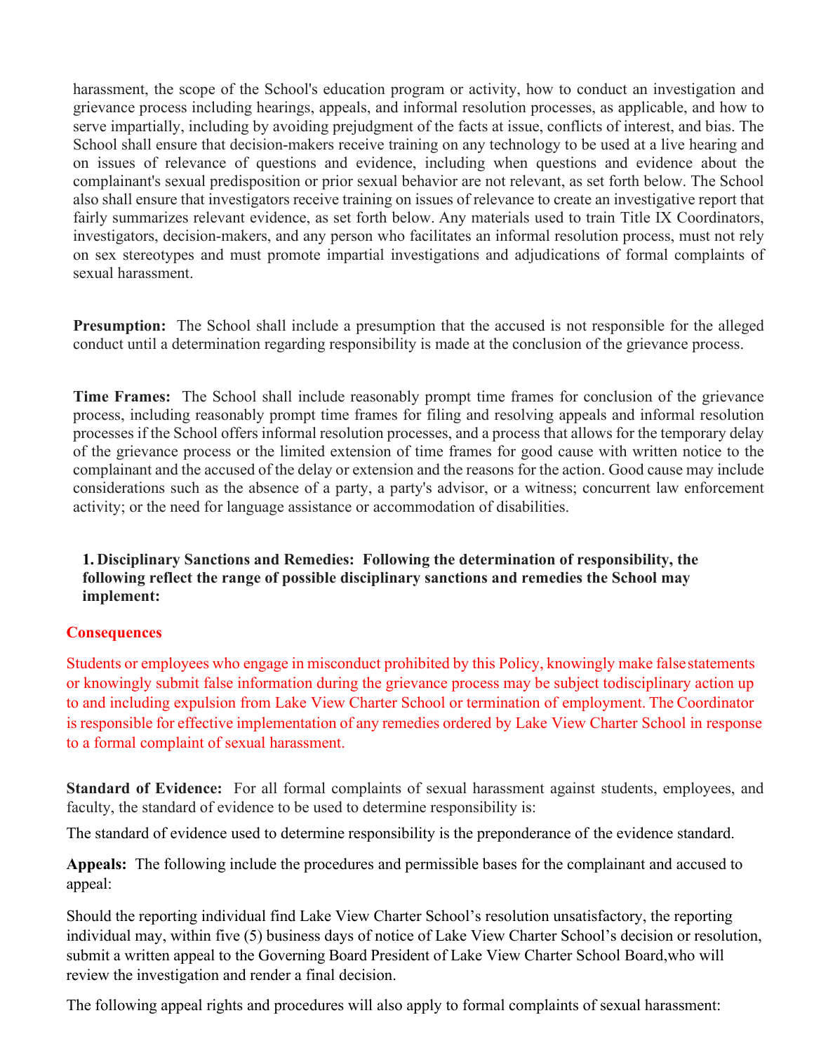harassment, the scope of the School's education program or activity, how to conduct an investigation and grievance process including hearings, appeals, and informal resolution processes, as applicable, and how to serve impartially, including by avoiding prejudgment of the facts at issue, conflicts of interest, and bias. The School shall ensure that decision-makers receive training on any technology to be used at a live hearing and on issues of relevance of questions and evidence, including when questions and evidence about the complainant's sexual predisposition or prior sexual behavior are not relevant, as set forth below. The School also shall ensure that investigators receive training on issues of relevance to create an investigative report that fairly summarizes relevant evidence, as set forth below. Any materials used to train Title IX Coordinators, investigators, decision-makers, and any person who facilitates an informal resolution process, must not rely on sex stereotypes and must promote impartial investigations and adjudications of formal complaints of sexual harassment.

**Presumption:** The School shall include a presumption that the accused is not responsible for the alleged conduct until a determination regarding responsibility is made at the conclusion of the grievance process.

**Time Frames:** The School shall include reasonably prompt time frames for conclusion of the grievance process, including reasonably prompt time frames for filing and resolving appeals and informal resolution processes if the School offers informal resolution processes, and a process that allows for the temporary delay of the grievance process or the limited extension of time frames for good cause with written notice to the complainant and the accused of the delay or extension and the reasons for the action. Good cause may include considerations such as the absence of a party, a party's advisor, or a witness; concurrent law enforcement activity; or the need for language assistance or accommodation of disabilities.

1. **Disciplinary Sanctions and Remedies: Following the determination of responsibility, the following reflect the range of possible disciplinary sanctions and remedies the School may implement:**

**Consequences**

Students or employees who engage in misconduct prohibited by this Policy, knowingly make false statements or knowingly submit false information during the grievance process may be subject to disciplinary action up to and including expulsion from Lake View Charter School or termination of employment. The Coordinator is responsible for effective implementation of any remedies ordered by Lake View Charter School in response to a formal complaint of sexual harassment.

**Standard of Evidence:** For all formal complaints of sexual harassment against students, employees, and faculty, the standard of evidence to be used to determine responsibility is:

The standard of evidence used to determine responsibility is the preponderance of the evidence standard.

**Appeals:** The following include the procedures and permissible bases for the complainant and accused to appeal:

Should the reporting individual find Lake View Charter School's resolution unsatisfactory, the reporting individual may, within five (5) business days of notice of Lake View Charter School's decision or resolution, submit a written appeal to the Governing Board President of Lake View Charter School Board, who will review the investigation and render a final decision.

The following appeal rights and procedures will also apply to formal complaints of sexual harassment: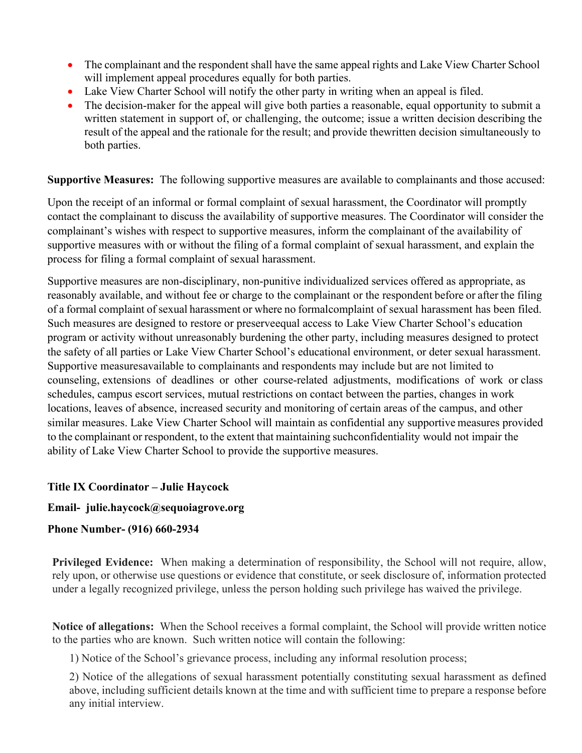- The complainant and the respondent shall have the same appeal rights and Lake View Charter School will implement appeal procedures equally for both parties.
- Lake View Charter School will notify the other party in writing when an appeal is filed.
- The decision-maker for the appeal will give both parties a reasonable, equal opportunity to submit a written statement in support of, or challenging, the outcome; issue a written decision describing the result of the appeal and the rationale for the result; and provide thewritten decision simultaneously to both parties.

**Supportive Measures:** The following supportive measures are available to complainants and those accused:

Upon the receipt of an informal or formal complaint of sexual harassment, the Coordinator will promptly contact the complainant to discuss the availability of supportive measures. The Coordinator will consider the complainant's wishes with respect to supportive measures, inform the complainant of the availability of supportive measures with or without the filing of a formal complaint of sexual harassment, and explain the process for filing a formal complaint of sexual harassment.

Supportive measures are non-disciplinary, non-punitive individualized services offered as appropriate, as reasonably available, and without fee or charge to the complainant or the respondent before or after the filing of a formal complaint of sexual harassment or where no formalcomplaint of sexual harassment has been filed. Such measures are designed to restore or preserveequal access to Lake View Charter School's education program or activity without unreasonably burdening the other party, including measures designed to protect the safety of all parties or Lake View Charter School's educational environment, or deter sexual harassment. Supportive measuresavailable to complainants and respondents may include but are not limited to counseling, extensions of deadlines or other course-related adjustments, modifications of work or class schedules, campus escort services, mutual restrictions on contact between the parties, changes in work locations, leaves of absence, increased security and monitoring of certain areas of the campus, and other similar measures. Lake View Charter School will maintain as confidential any supportive measures provided to the complainant or respondent, to the extent that maintaining suchconfidentiality would not impair the ability of Lake View Charter School to provide the supportive measures.

**Title IX Coordinator – Julie Haycock**

**Email- julie.haycock@sequoiagrove.org**

**Phone Number- (916) 660-2934**

**Privileged Evidence:** When making a determination of responsibility, the School will not require, allow, rely upon, or otherwise use questions or evidence that constitute, or seek disclosure of, information protected under a legally recognized privilege, unless the person holding such privilege has waived the privilege.

**Notice of allegations:** When the School receives a formal complaint, the School will provide written notice to the parties who are known. Such written notice will contain the following:

1) Notice of the School's grievance process, including any informal resolution process;

2) Notice of the allegations of sexual harassment potentially constituting sexual harassment as defined above, including sufficient details known at the time and with sufficient time to prepare a response before any initial interview.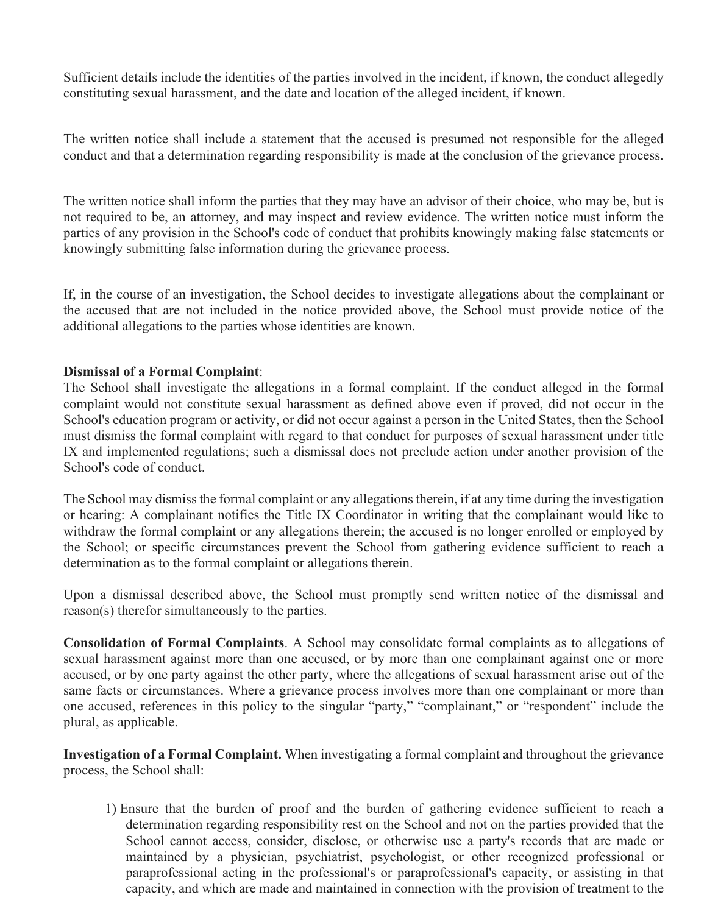Sufficient details include the identities of the parties involved in the incident, if known, the conduct allegedly constituting sexual harassment, and the date and location of the alleged incident, if known.

The written notice shall include a statement that the accused is presumed not responsible for the alleged conduct and that a determination regarding responsibility is made at the conclusion of the grievance process.

The written notice shall inform the parties that they may have an advisor of their choice, who may be, but is not required to be, an attorney, and may inspect and review evidence. The written notice must inform the parties of any provision in the School's code of conduct that prohibits knowingly making false statements or knowingly submitting false information during the grievance process.

If, in the course of an investigation, the School decides to investigate allegations about the complainant or the accused that are not included in the notice provided above, the School must provide notice of the additional allegations to the parties whose identities are known.

**Dismissal of a Formal Complaint**:
The School shall investigate the allegations in a formal complaint. If the conduct alleged in the formal complaint would not constitute sexual harassment as defined above even if proved, did not occur in the School's education program or activity, or did not occur against a person in the United States, then the School must dismiss the formal complaint with regard to that conduct for purposes of sexual harassment under title IX and implemented regulations; such a dismissal does not preclude action under another provision of the School's code of conduct.

The School may dismiss the formal complaint or any allegations therein, if at any time during the investigation or hearing: A complainant notifies the Title IX Coordinator in writing that the complainant would like to withdraw the formal complaint or any allegations therein; the accused is no longer enrolled or employed by the School; or specific circumstances prevent the School from gathering evidence sufficient to reach a determination as to the formal complaint or allegations therein.

Upon a dismissal described above, the School must promptly send written notice of the dismissal and reason(s) therefor simultaneously to the parties.

**Consolidation of Formal Complaints**. A School may consolidate formal complaints as to allegations of sexual harassment against more than one accused, or by more than one complainant against one or more accused, or by one party against the other party, where the allegations of sexual harassment arise out of the same facts or circumstances. Where a grievance process involves more than one complainant or more than one accused, references in this policy to the singular "party," "complainant," or "respondent" include the plural, as applicable.

**Investigation of a Formal Complaint.** When investigating a formal complaint and throughout the grievance process, the School shall:

1) Ensure that the burden of proof and the burden of gathering evidence sufficient to reach a determination regarding responsibility rest on the School and not on the parties provided that the School cannot access, consider, disclose, or otherwise use a party's records that are made or maintained by a physician, psychiatrist, psychologist, or other recognized professional or paraprofessional acting in the professional's or paraprofessional's capacity, or assisting in that capacity, and which are made and maintained in connection with the provision of treatment to the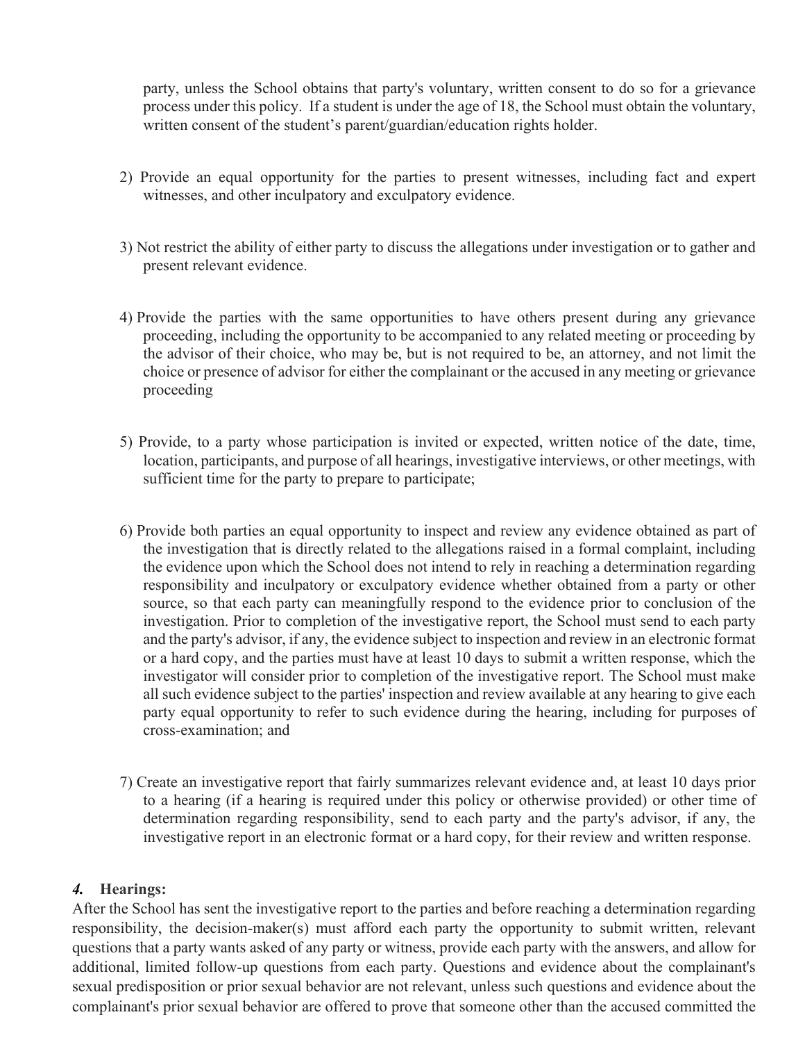party, unless the School obtains that party's voluntary, written consent to do so for a grievance process under this policy. If a student is under the age of 18, the School must obtain the voluntary, written consent of the student's parent/guardian/education rights holder.

2) Provide an equal opportunity for the parties to present witnesses, including fact and expert witnesses, and other inculpatory and exculpatory evidence.

3) Not restrict the ability of either party to discuss the allegations under investigation or to gather and present relevant evidence.

4) Provide the parties with the same opportunities to have others present during any grievance proceeding, including the opportunity to be accompanied to any related meeting or proceeding by the advisor of their choice, who may be, but is not required to be, an attorney, and not limit the choice or presence of advisor for either the complainant or the accused in any meeting or grievance proceeding

5) Provide, to a party whose participation is invited or expected, written notice of the date, time, location, participants, and purpose of all hearings, investigative interviews, or other meetings, with sufficient time for the party to prepare to participate;

6) Provide both parties an equal opportunity to inspect and review any evidence obtained as part of the investigation that is directly related to the allegations raised in a formal complaint, including the evidence upon which the School does not intend to rely in reaching a determination regarding responsibility and inculpatory or exculpatory evidence whether obtained from a party or other source, so that each party can meaningfully respond to the evidence prior to conclusion of the investigation. Prior to completion of the investigative report, the School must send to each party and the party's advisor, if any, the evidence subject to inspection and review in an electronic format or a hard copy, and the parties must have at least 10 days to submit a written response, which the investigator will consider prior to completion of the investigative report. The School must make all such evidence subject to the parties' inspection and review available at any hearing to give each party equal opportunity to refer to such evidence during the hearing, including for purposes of cross-examination; and

7) Create an investigative report that fairly summarizes relevant evidence and, at least 10 days prior to a hearing (if a hearing is required under this policy or otherwise provided) or other time of determination regarding responsibility, send to each party and the party's advisor, if any, the investigative report in an electronic format or a hard copy, for their review and written response.

***4.* Hearings:**

After the School has sent the investigative report to the parties and before reaching a determination regarding responsibility, the decision-maker(s) must afford each party the opportunity to submit written, relevant questions that a party wants asked of any party or witness, provide each party with the answers, and allow for additional, limited follow-up questions from each party. Questions and evidence about the complainant's sexual predisposition or prior sexual behavior are not relevant, unless such questions and evidence about the complainant's prior sexual behavior are offered to prove that someone other than the accused committed the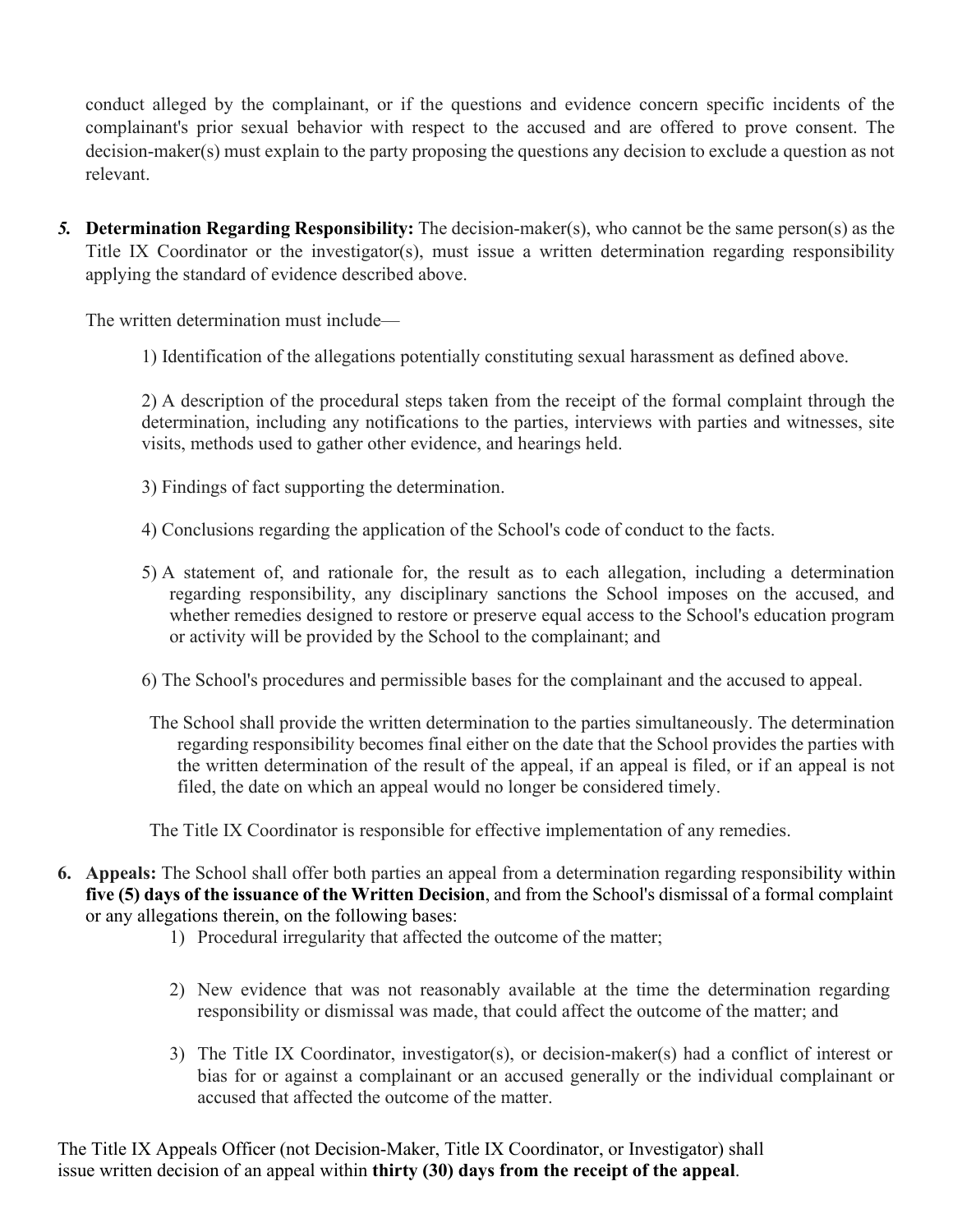conduct alleged by the complainant, or if the questions and evidence concern specific incidents of the complainant's prior sexual behavior with respect to the accused and are offered to prove consent. The decision-maker(s) must explain to the party proposing the questions any decision to exclude a question as not relevant.

*5.* **Determination Regarding Responsibility:** The decision-maker(s), who cannot be the same person(s) as the Title IX Coordinator or the investigator(s), must issue a written determination regarding responsibility applying the standard of evidence described above.

The written determination must include—

1) Identification of the allegations potentially constituting sexual harassment as defined above.

2) A description of the procedural steps taken from the receipt of the formal complaint through the determination, including any notifications to the parties, interviews with parties and witnesses, site visits, methods used to gather other evidence, and hearings held.

3) Findings of fact supporting the determination.

4) Conclusions regarding the application of the School's code of conduct to the facts.

5) A statement of, and rationale for, the result as to each allegation, including a determination regarding responsibility, any disciplinary sanctions the School imposes on the accused, and whether remedies designed to restore or preserve equal access to the School's education program or activity will be provided by the School to the complainant; and

6) The School's procedures and permissible bases for the complainant and the accused to appeal.

The School shall provide the written determination to the parties simultaneously. The determination regarding responsibility becomes final either on the date that the School provides the parties with the written determination of the result of the appeal, if an appeal is filed, or if an appeal is not filed, the date on which an appeal would no longer be considered timely.

The Title IX Coordinator is responsible for effective implementation of any remedies.

6. **Appeals:** The School shall offer both parties an appeal from a determination regarding responsibility within **five (5) days of the issuance of the Written Decision**, and from the School's dismissal of a formal complaint or any allegations therein, on the following bases:

   1) Procedural irregularity that affected the outcome of the matter;

   2) New evidence that was not reasonably available at the time the determination regarding responsibility or dismissal was made, that could affect the outcome of the matter; and

   3) The Title IX Coordinator, investigator(s), or decision-maker(s) had a conflict of interest or bias for or against a complainant or an accused generally or the individual complainant or accused that affected the outcome of the matter.

The Title IX Appeals Officer (not Decision-Maker, Title IX Coordinator, or Investigator) shall issue written decision of an appeal within **thirty (30) days from the receipt of the appeal**.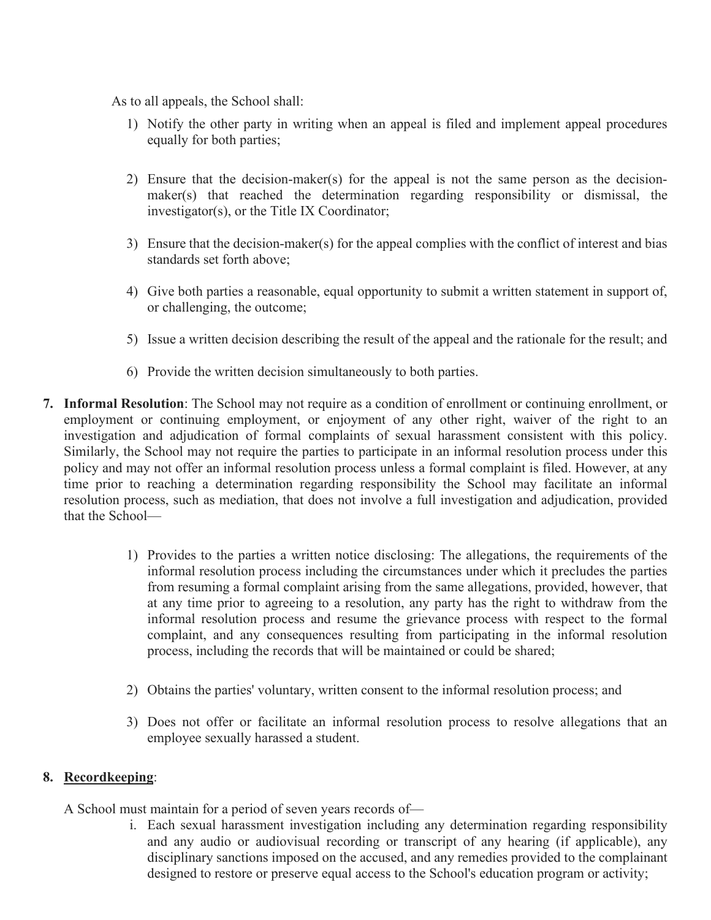As to all appeals, the School shall:

1) Notify the other party in writing when an appeal is filed and implement appeal procedures equally for both parties;

2) Ensure that the decision-maker(s) for the appeal is not the same person as the decision-maker(s) that reached the determination regarding responsibility or dismissal, the investigator(s), or the Title IX Coordinator;

3) Ensure that the decision-maker(s) for the appeal complies with the conflict of interest and bias standards set forth above;

4) Give both parties a reasonable, equal opportunity to submit a written statement in support of, or challenging, the outcome;

5) Issue a written decision describing the result of the appeal and the rationale for the result; and

6) Provide the written decision simultaneously to both parties.

7. **Informal Resolution**: The School may not require as a condition of enrollment or continuing enrollment, or employment or continuing employment, or enjoyment of any other right, waiver of the right to an investigation and adjudication of formal complaints of sexual harassment consistent with this policy. Similarly, the School may not require the parties to participate in an informal resolution process under this policy and may not offer an informal resolution process unless a formal complaint is filed. However, at any time prior to reaching a determination regarding responsibility the School may facilitate an informal resolution process, such as mediation, that does not involve a full investigation and adjudication, provided that the School—

    1) Provides to the parties a written notice disclosing: The allegations, the requirements of the informal resolution process including the circumstances under which it precludes the parties from resuming a formal complaint arising from the same allegations, provided, however, that at any time prior to agreeing to a resolution, any party has the right to withdraw from the informal resolution process and resume the grievance process with respect to the formal complaint, and any consequences resulting from participating in the informal resolution process, including the records that will be maintained or could be shared;

    2) Obtains the parties' voluntary, written consent to the informal resolution process; and

    3) Does not offer or facilitate an informal resolution process to resolve allegations that an employee sexually harassed a student.

8. **<u>Recordkeeping</u>**:

A School must maintain for a period of seven years records of—

i. Each sexual harassment investigation including any determination regarding responsibility and any audio or audiovisual recording or transcript of any hearing (if applicable), any disciplinary sanctions imposed on the accused, and any remedies provided to the complainant designed to restore or preserve equal access to the School's education program or activity;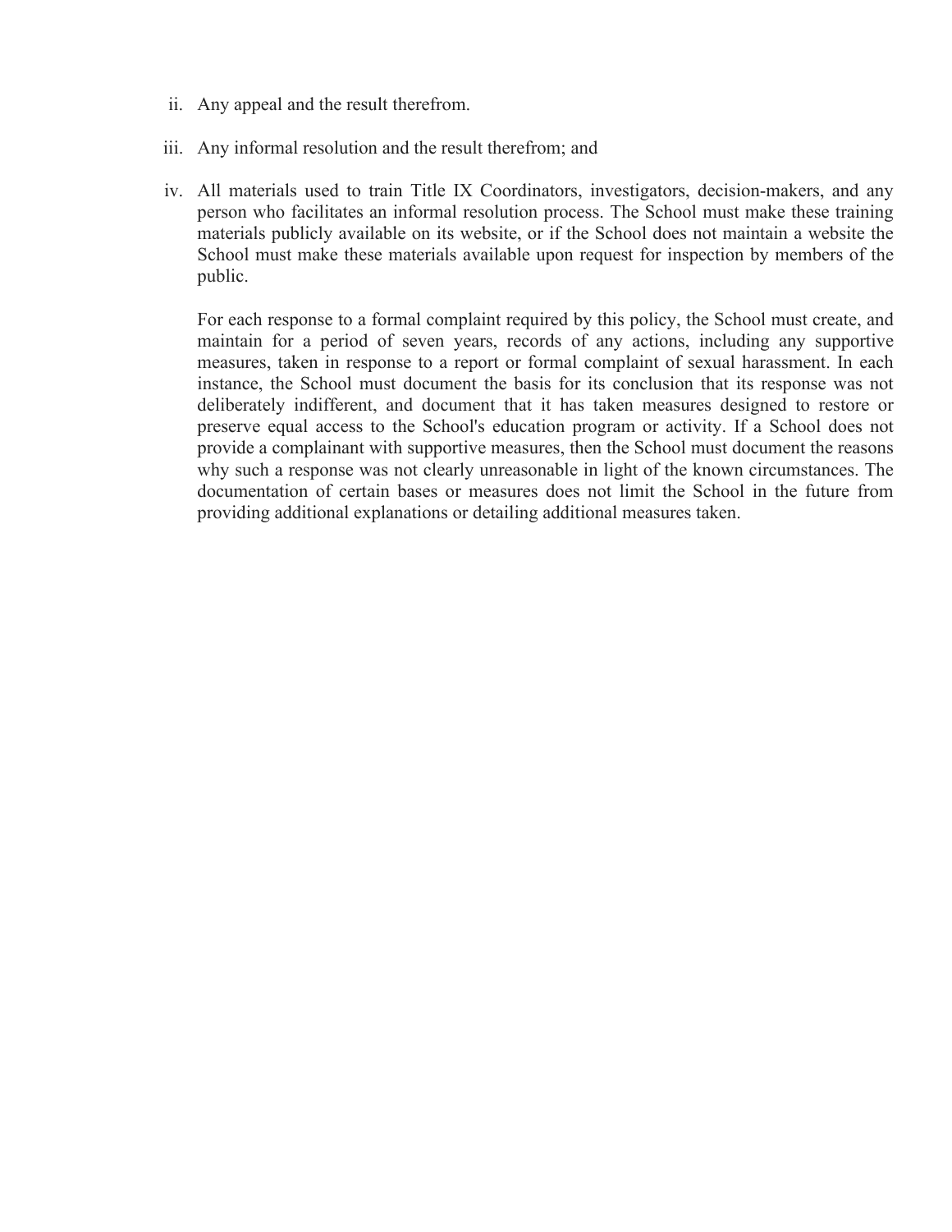ii. Any appeal and the result therefrom.

iii. Any informal resolution and the result therefrom; and

iv. All materials used to train Title IX Coordinators, investigators, decision-makers, and any person who facilitates an informal resolution process. The School must make these training materials publicly available on its website, or if the School does not maintain a website the School must make these materials available upon request for inspection by members of the public.

For each response to a formal complaint required by this policy, the School must create, and maintain for a period of seven years, records of any actions, including any supportive measures, taken in response to a report or formal complaint of sexual harassment. In each instance, the School must document the basis for its conclusion that its response was not deliberately indifferent, and document that it has taken measures designed to restore or preserve equal access to the School's education program or activity. If a School does not provide a complainant with supportive measures, then the School must document the reasons why such a response was not clearly unreasonable in light of the known circumstances. The documentation of certain bases or measures does not limit the School in the future from providing additional explanations or detailing additional measures taken.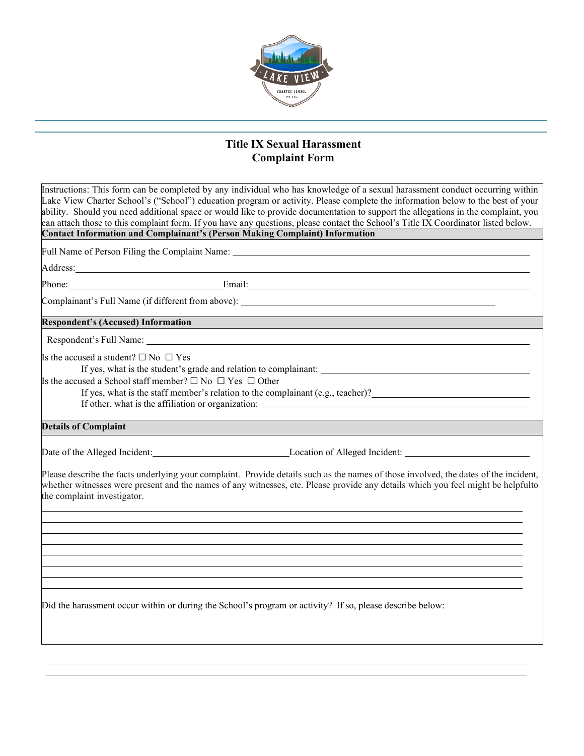# Title IX Sexual Harassment Complaint Form

Instructions: This form can be completed by any individual who has knowledge of a sexual harassment conduct occurring within Lake View Charter School's ("School") education program or activity. Please complete the information below to the best of your ability. Should you need additional space or would like to provide documentation to support the allegations in the complaint, you can attach those to this complaint form. If you have any questions, please contact the School's Title IX Coordinator listed below.

**Contact Information and Complainant's (Person Making Complaint) Information**

Full Name of Person Filing the Complaint Name: ______________________________

Address: ______________________________

Phone: ______________________________ Email: ______________________________

Complainant's Full Name (if different from above): ______________________________

**Respondent's (Accused) Information**

Respondent's Full Name: ______________________________

Is the accused a student? ☐ No ☐ Yes

If yes, what is the student's grade and relation to complainant: ______________________________

Is the accused a School staff member? ☐ No ☐ Yes ☐ Other

If yes, what is the staff member's relation to the complainant (e.g., teacher)? ______________________________

If other, what is the affiliation or organization: ______________________________

**Details of Complaint**

Date of the Alleged Incident: ______________________________ Location of Alleged Incident: ______________________________

Please describe the facts underlying your complaint. Provide details such as the names of those involved, the dates of the incident, whether witnesses were present and the names of any witnesses, etc. Please provide any details which you feel might be helpfulto the complaint investigator.

______________________________

______________________________

______________________________

______________________________

______________________________

______________________________

______________________________

Did the harassment occur within or during the School's program or activity? If so, please describe below:

______________________________

______________________________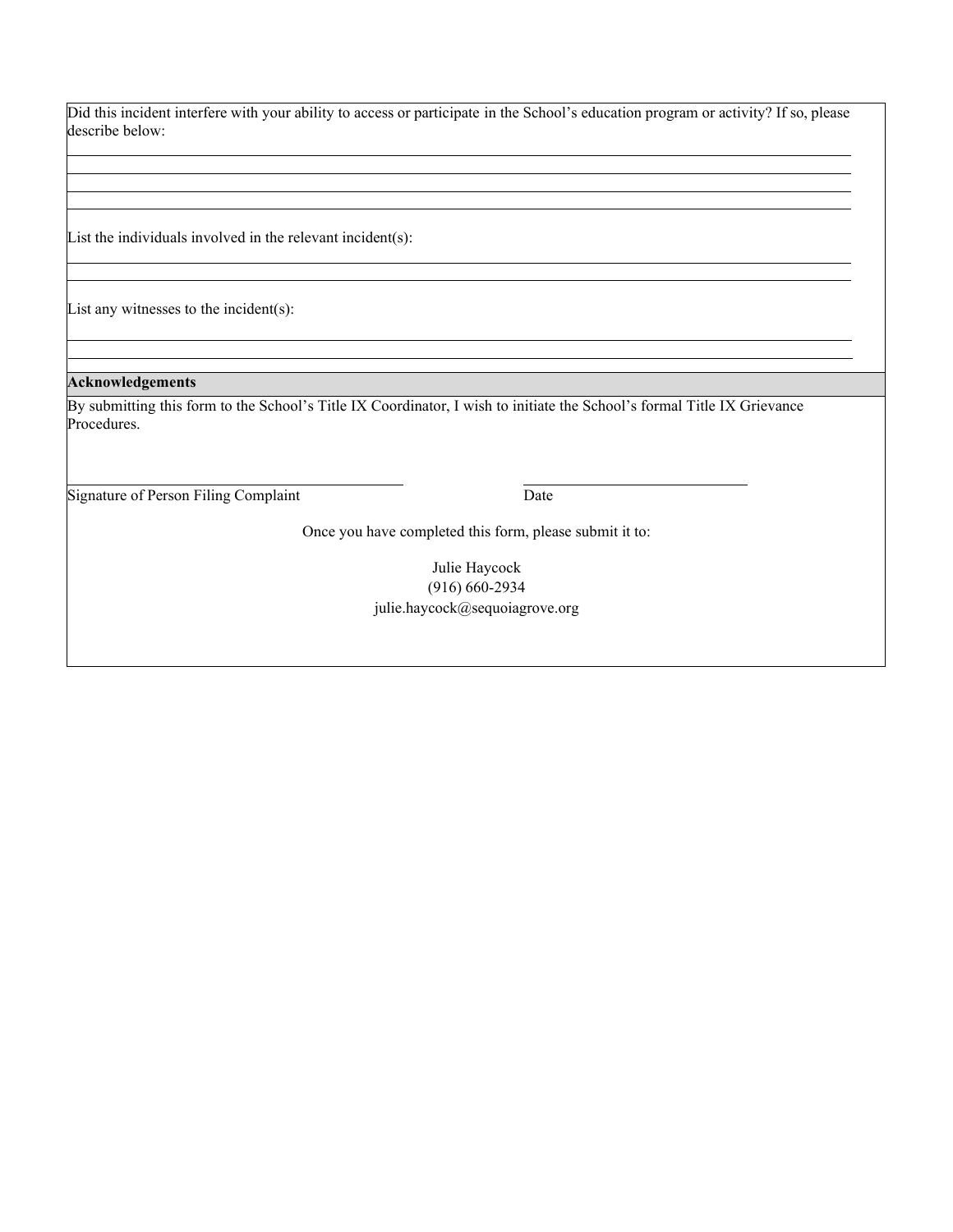Did this incident interfere with your ability to access or participate in the School's education program or activity? If so, please describe below:

List the individuals involved in the relevant incident(s):

List any witnesses to the incident(s):

**Acknowledgements**

By submitting this form to the School's Title IX Coordinator, I wish to initiate the School's formal Title IX Grievance Procedures.

Signature of Person Filing Complaint

Date

Once you have completed this form, please submit it to:

Julie Haycock
(916) 660-2934
julie.haycock@sequoiagrove.org